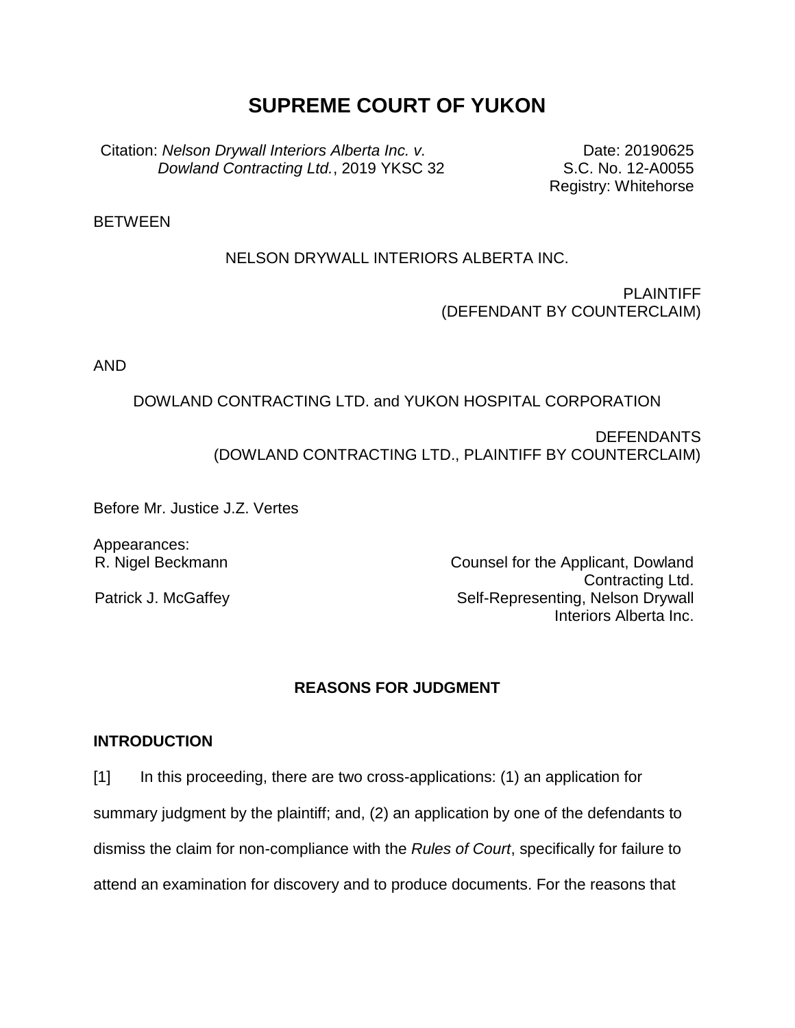# SUPREME COURT OF YUKON

Citation: *Nelson Drywall Interiors Alberta Inc. v. Dowland Contracting Ltd.*, 2019 YKSC 32

Date: 20190625
S.C. No. 12-A0055
Registry: Whitehorse

BETWEEN

NELSON DRYWALL INTERIORS ALBERTA INC.

PLAINTIFF
(DEFENDANT BY COUNTERCLAIM)

AND

DOWLAND CONTRACTING LTD. and YUKON HOSPITAL CORPORATION

DEFENDANTS
(DOWLAND CONTRACTING LTD., PLAINTIFF BY COUNTERCLAIM)

Before Mr. Justice J.Z. Vertes

Appearances:

| | |
|---|---|
| R. Nigel Beckmann | Counsel for the Applicant, Dowland Contracting Ltd. |
| Patrick J. McGaffey | Self-Representing, Nelson Drywall Interiors Alberta Inc. |

## REASONS FOR JUDGMENT

### INTRODUCTION

[1] In this proceeding, there are two cross-applications: (1) an application for summary judgment by the plaintiff; and, (2) an application by one of the defendants to dismiss the claim for non-compliance with the *Rules of Court*, specifically for failure to attend an examination for discovery and to produce documents. For the reasons that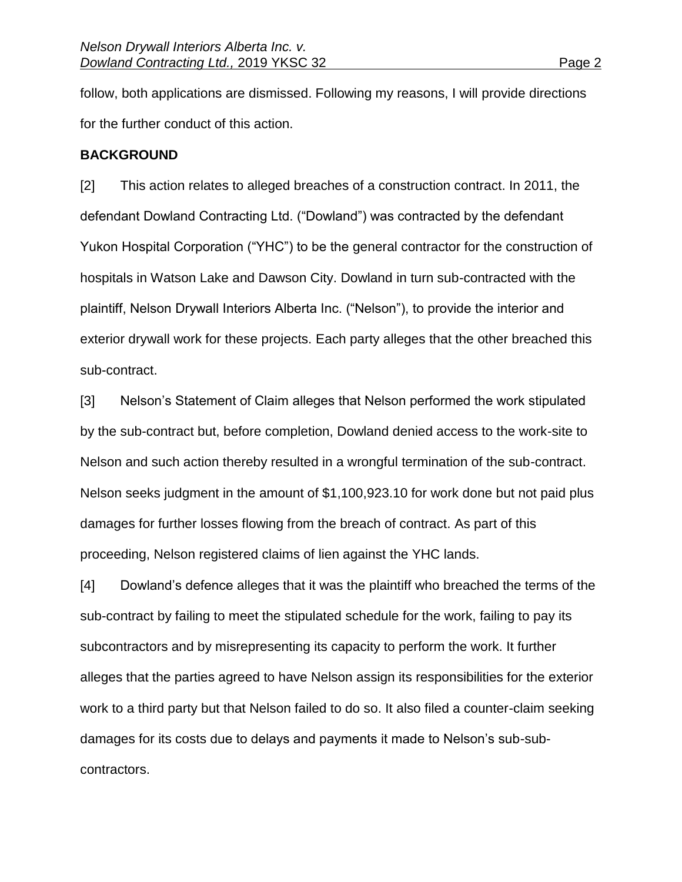follow, both applications are dismissed. Following my reasons, I will provide directions for the further conduct of this action.

## BACKGROUND

[2] This action relates to alleged breaches of a construction contract. In 2011, the defendant Dowland Contracting Ltd. ("Dowland") was contracted by the defendant Yukon Hospital Corporation ("YHC") to be the general contractor for the construction of hospitals in Watson Lake and Dawson City. Dowland in turn sub-contracted with the plaintiff, Nelson Drywall Interiors Alberta Inc. ("Nelson"), to provide the interior and exterior drywall work for these projects. Each party alleges that the other breached this sub-contract.

[3] Nelson's Statement of Claim alleges that Nelson performed the work stipulated by the sub-contract but, before completion, Dowland denied access to the work-site to Nelson and such action thereby resulted in a wrongful termination of the sub-contract. Nelson seeks judgment in the amount of $1,100,923.10 for work done but not paid plus damages for further losses flowing from the breach of contract. As part of this proceeding, Nelson registered claims of lien against the YHC lands.

[4] Dowland's defence alleges that it was the plaintiff who breached the terms of the sub-contract by failing to meet the stipulated schedule for the work, failing to pay its subcontractors and by misrepresenting its capacity to perform the work. It further alleges that the parties agreed to have Nelson assign its responsibilities for the exterior work to a third party but that Nelson failed to do so. It also filed a counter-claim seeking damages for its costs due to delays and payments it made to Nelson's sub-sub-contractors.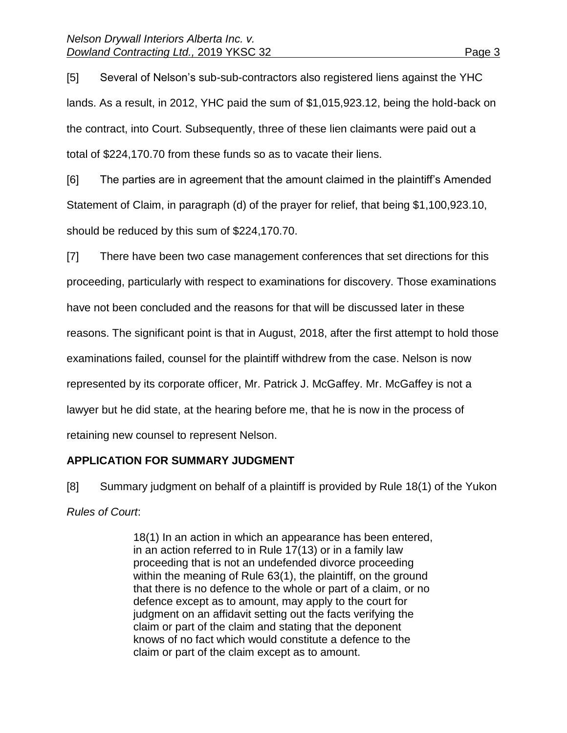[5] Several of Nelson's sub-sub-contractors also registered liens against the YHC lands. As a result, in 2012, YHC paid the sum of $1,015,923.12, being the hold-back on the contract, into Court. Subsequently, three of these lien claimants were paid out a total of $224,170.70 from these funds so as to vacate their liens.

[6] The parties are in agreement that the amount claimed in the plaintiff's Amended Statement of Claim, in paragraph (d) of the prayer for relief, that being $1,100,923.10, should be reduced by this sum of $224,170.70.

[7] There have been two case management conferences that set directions for this proceeding, particularly with respect to examinations for discovery. Those examinations have not been concluded and the reasons for that will be discussed later in these reasons. The significant point is that in August, 2018, after the first attempt to hold those examinations failed, counsel for the plaintiff withdrew from the case. Nelson is now represented by its corporate officer, Mr. Patrick J. McGaffey. Mr. McGaffey is not a lawyer but he did state, at the hearing before me, that he is now in the process of retaining new counsel to represent Nelson.

## APPLICATION FOR SUMMARY JUDGMENT

[8] Summary judgment on behalf of a plaintiff is provided by Rule 18(1) of the Yukon *Rules of Court*:

> 18(1) In an action in which an appearance has been entered, in an action referred to in Rule 17(13) or in a family law proceeding that is not an undefended divorce proceeding within the meaning of Rule 63(1), the plaintiff, on the ground that there is no defence to the whole or part of a claim, or no defence except as to amount, may apply to the court for judgment on an affidavit setting out the facts verifying the claim or part of the claim and stating that the deponent knows of no fact which would constitute a defence to the claim or part of the claim except as to amount.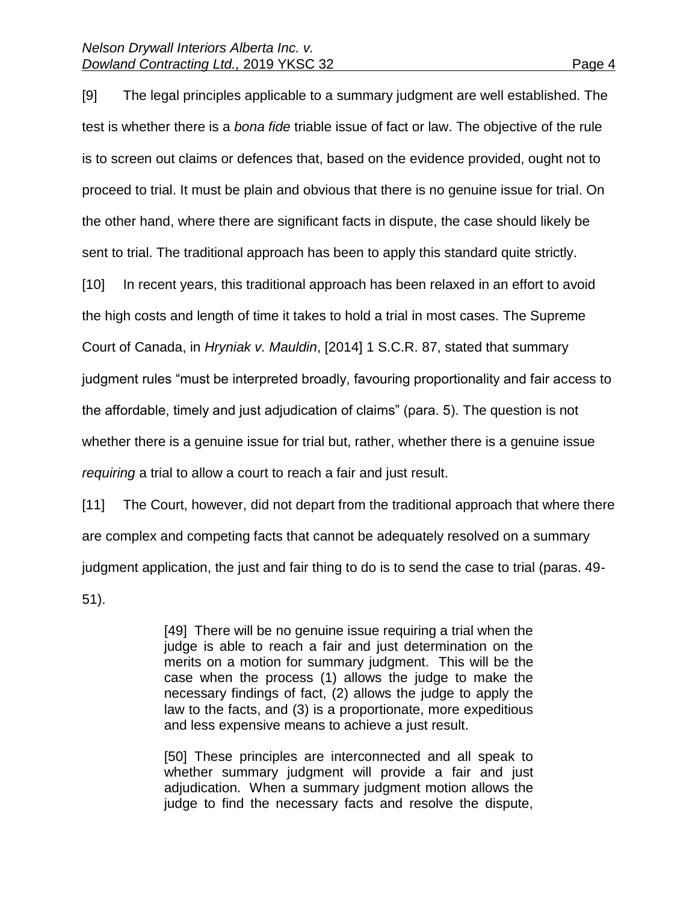[9] The legal principles applicable to a summary judgment are well established. The test is whether there is a *bona fide* triable issue of fact or law. The objective of the rule is to screen out claims or defences that, based on the evidence provided, ought not to proceed to trial. It must be plain and obvious that there is no genuine issue for trial. On the other hand, where there are significant facts in dispute, the case should likely be sent to trial. The traditional approach has been to apply this standard quite strictly.

[10] In recent years, this traditional approach has been relaxed in an effort to avoid the high costs and length of time it takes to hold a trial in most cases. The Supreme Court of Canada, in *Hryniak v. Mauldin*, [2014] 1 S.C.R. 87, stated that summary judgment rules "must be interpreted broadly, favouring proportionality and fair access to the affordable, timely and just adjudication of claims" (para. 5). The question is not whether there is a genuine issue for trial but, rather, whether there is a genuine issue *requiring* a trial to allow a court to reach a fair and just result.

[11] The Court, however, did not depart from the traditional approach that where there are complex and competing facts that cannot be adequately resolved on a summary judgment application, the just and fair thing to do is to send the case to trial (paras. 49-51).

> [49] There will be no genuine issue requiring a trial when the judge is able to reach a fair and just determination on the merits on a motion for summary judgment. This will be the case when the process (1) allows the judge to make the necessary findings of fact, (2) allows the judge to apply the law to the facts, and (3) is a proportionate, more expeditious and less expensive means to achieve a just result.
>
> [50] These principles are interconnected and all speak to whether summary judgment will provide a fair and just adjudication. When a summary judgment motion allows the judge to find the necessary facts and resolve the dispute,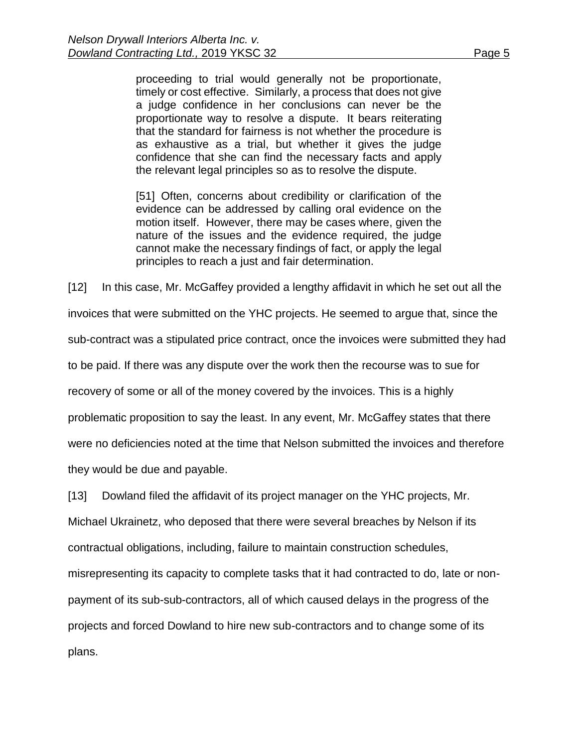> proceeding to trial would generally not be proportionate, timely or cost effective. Similarly, a process that does not give a judge confidence in her conclusions can never be the proportionate way to resolve a dispute. It bears reiterating that the standard for fairness is not whether the procedure is as exhaustive as a trial, but whether it gives the judge confidence that she can find the necessary facts and apply the relevant legal principles so as to resolve the dispute.
>
> [51] Often, concerns about credibility or clarification of the evidence can be addressed by calling oral evidence on the motion itself. However, there may be cases where, given the nature of the issues and the evidence required, the judge cannot make the necessary findings of fact, or apply the legal principles to reach a just and fair determination.

[12] In this case, Mr. McGaffey provided a lengthy affidavit in which he set out all the invoices that were submitted on the YHC projects. He seemed to argue that, since the sub-contract was a stipulated price contract, once the invoices were submitted they had to be paid. If there was any dispute over the work then the recourse was to sue for recovery of some or all of the money covered by the invoices. This is a highly problematic proposition to say the least. In any event, Mr. McGaffey states that there were no deficiencies noted at the time that Nelson submitted the invoices and therefore they would be due and payable.

[13] Dowland filed the affidavit of its project manager on the YHC projects, Mr. Michael Ukrainetz, who deposed that there were several breaches by Nelson if its contractual obligations, including, failure to maintain construction schedules, misrepresenting its capacity to complete tasks that it had contracted to do, late or non-payment of its sub-sub-contractors, all of which caused delays in the progress of the projects and forced Dowland to hire new sub-contractors and to change some of its plans.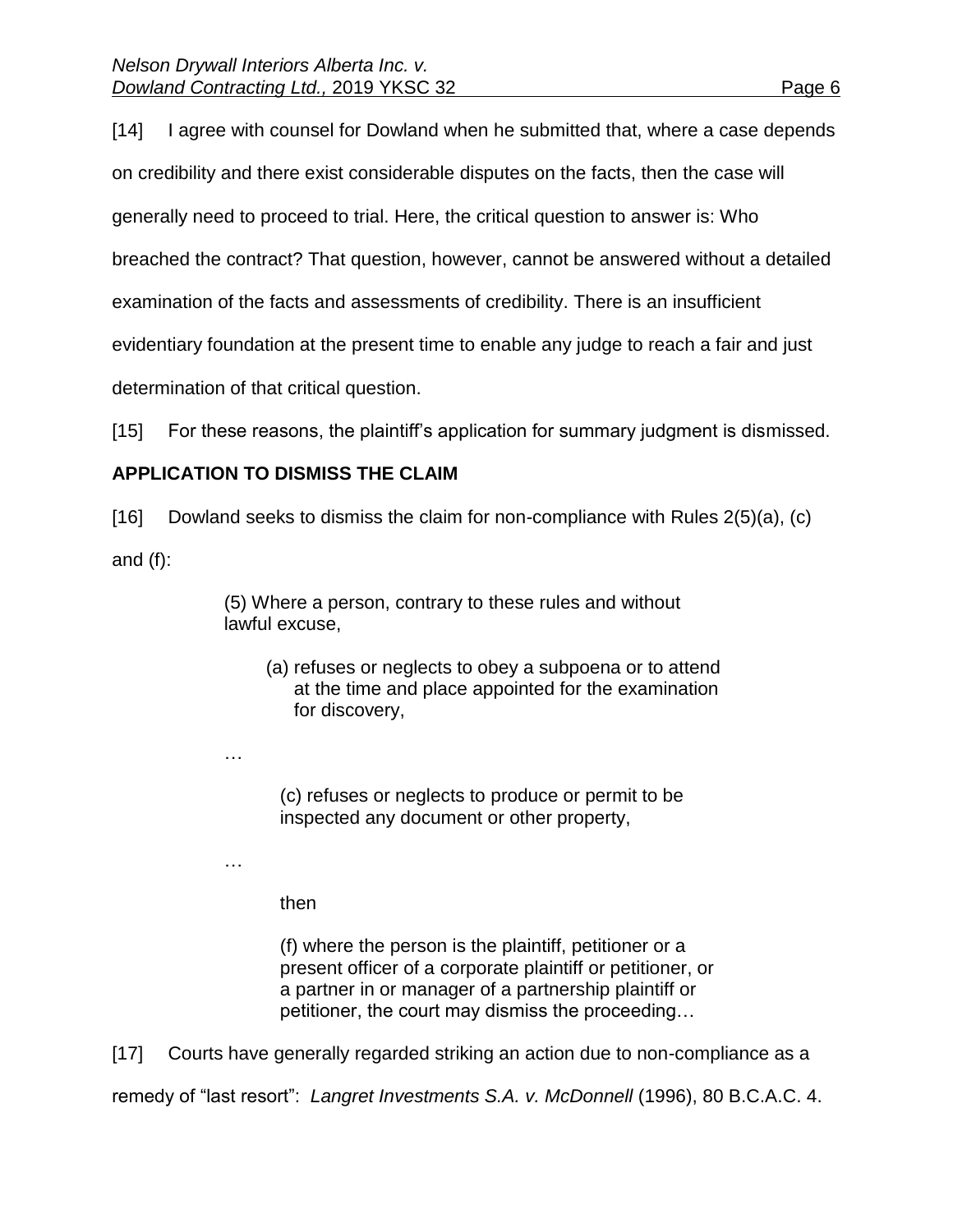[14] I agree with counsel for Dowland when he submitted that, where a case depends on credibility and there exist considerable disputes on the facts, then the case will generally need to proceed to trial. Here, the critical question to answer is: Who breached the contract? That question, however, cannot be answered without a detailed examination of the facts and assessments of credibility. There is an insufficient evidentiary foundation at the present time to enable any judge to reach a fair and just determination of that critical question.

[15] For these reasons, the plaintiff's application for summary judgment is dismissed.

## APPLICATION TO DISMISS THE CLAIM

[16] Dowland seeks to dismiss the claim for non-compliance with Rules 2(5)(a), (c) and (f):

> (5) Where a person, contrary to these rules and without lawful excuse,
>
> (a) refuses or neglects to obey a subpoena or to attend at the time and place appointed for the examination for discovery,
>
> …
>
> (c) refuses or neglects to produce or permit to be inspected any document or other property,
>
> …
>
> then
>
> (f) where the person is the plaintiff, petitioner or a present officer of a corporate plaintiff or petitioner, or a partner in or manager of a partnership plaintiff or petitioner, the court may dismiss the proceeding…

[17] Courts have generally regarded striking an action due to non-compliance as a remedy of "last resort": *Langret Investments S.A. v. McDonnell* (1996), 80 B.C.A.C. 4.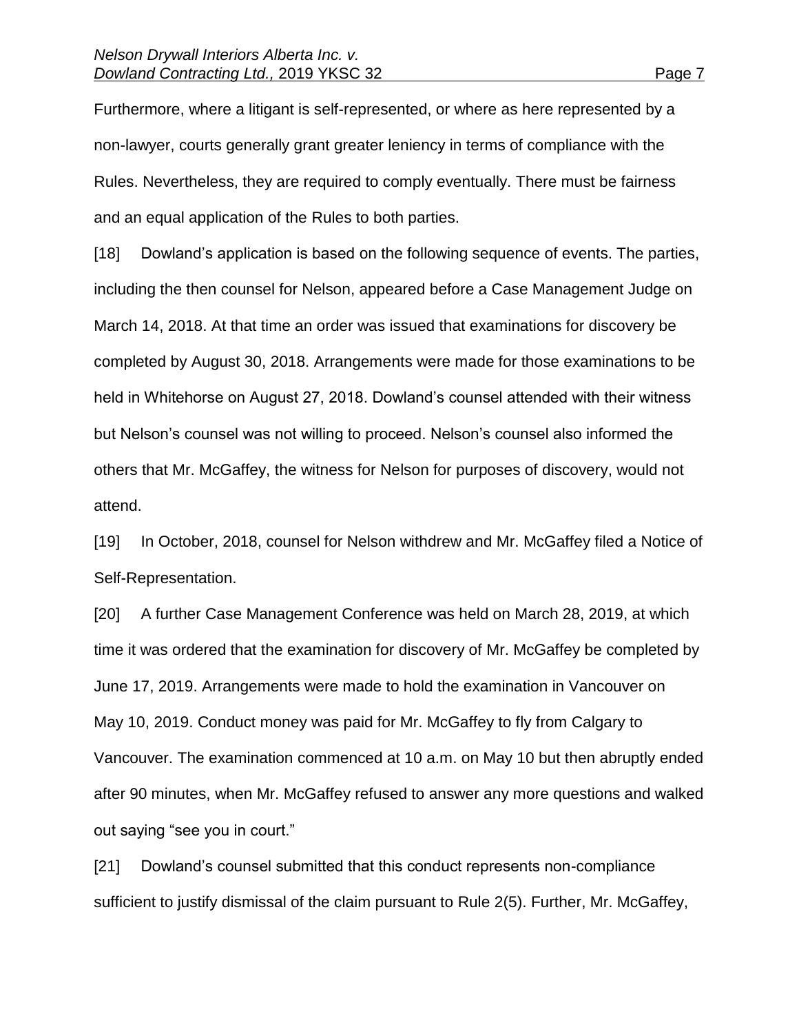Furthermore, where a litigant is self-represented, or where as here represented by a non-lawyer, courts generally grant greater leniency in terms of compliance with the Rules. Nevertheless, they are required to comply eventually. There must be fairness and an equal application of the Rules to both parties.

[18] Dowland's application is based on the following sequence of events. The parties, including the then counsel for Nelson, appeared before a Case Management Judge on March 14, 2018. At that time an order was issued that examinations for discovery be completed by August 30, 2018. Arrangements were made for those examinations to be held in Whitehorse on August 27, 2018. Dowland's counsel attended with their witness but Nelson's counsel was not willing to proceed. Nelson's counsel also informed the others that Mr. McGaffey, the witness for Nelson for purposes of discovery, would not attend.

[19] In October, 2018, counsel for Nelson withdrew and Mr. McGaffey filed a Notice of Self-Representation.

[20] A further Case Management Conference was held on March 28, 2019, at which time it was ordered that the examination for discovery of Mr. McGaffey be completed by June 17, 2019. Arrangements were made to hold the examination in Vancouver on May 10, 2019. Conduct money was paid for Mr. McGaffey to fly from Calgary to Vancouver. The examination commenced at 10 a.m. on May 10 but then abruptly ended after 90 minutes, when Mr. McGaffey refused to answer any more questions and walked out saying "see you in court."

[21] Dowland's counsel submitted that this conduct represents non-compliance sufficient to justify dismissal of the claim pursuant to Rule 2(5). Further, Mr. McGaffey,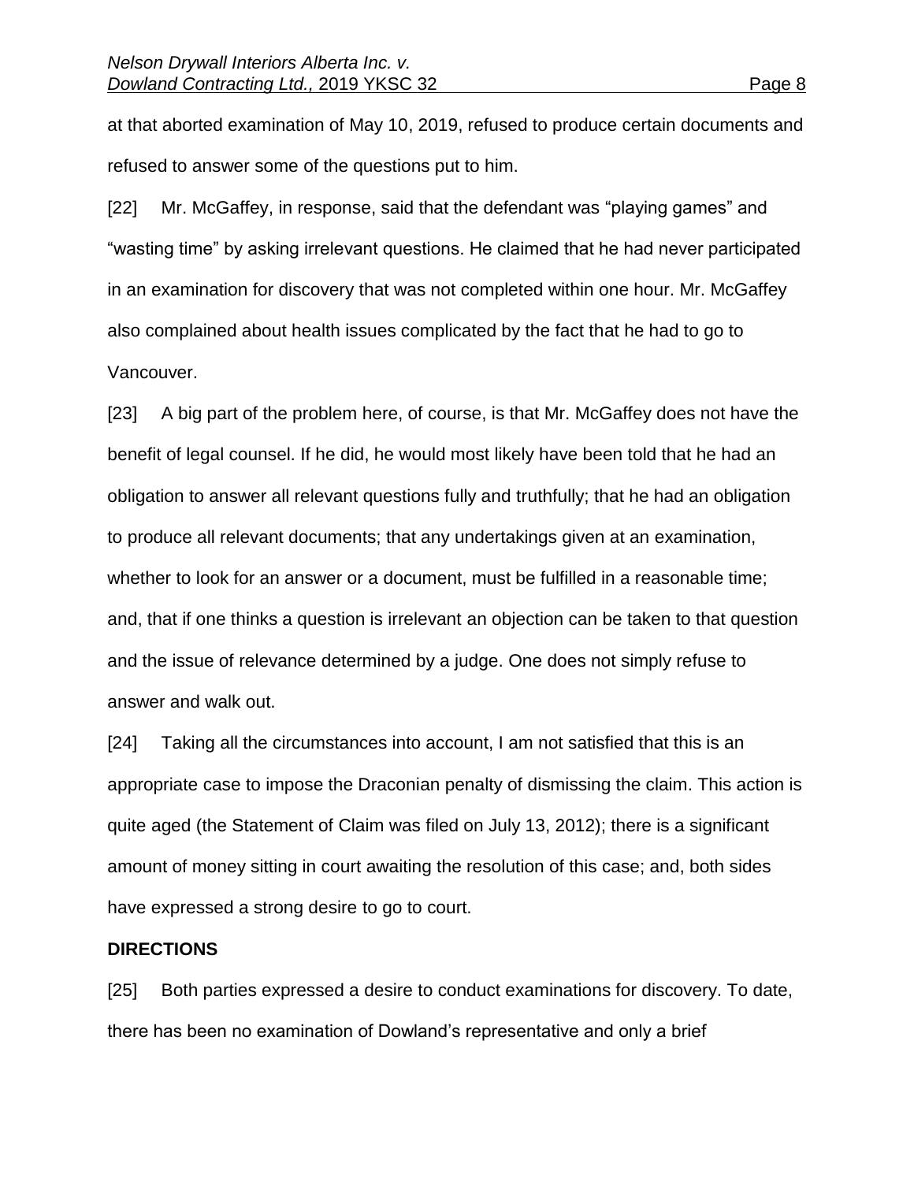at that aborted examination of May 10, 2019, refused to produce certain documents and refused to answer some of the questions put to him.

[22] Mr. McGaffey, in response, said that the defendant was "playing games" and "wasting time" by asking irrelevant questions. He claimed that he had never participated in an examination for discovery that was not completed within one hour. Mr. McGaffey also complained about health issues complicated by the fact that he had to go to Vancouver.

[23] A big part of the problem here, of course, is that Mr. McGaffey does not have the benefit of legal counsel. If he did, he would most likely have been told that he had an obligation to answer all relevant questions fully and truthfully; that he had an obligation to produce all relevant documents; that any undertakings given at an examination, whether to look for an answer or a document, must be fulfilled in a reasonable time; and, that if one thinks a question is irrelevant an objection can be taken to that question and the issue of relevance determined by a judge. One does not simply refuse to answer and walk out.

[24] Taking all the circumstances into account, I am not satisfied that this is an appropriate case to impose the Draconian penalty of dismissing the claim. This action is quite aged (the Statement of Claim was filed on July 13, 2012); there is a significant amount of money sitting in court awaiting the resolution of this case; and, both sides have expressed a strong desire to go to court.

## DIRECTIONS

[25] Both parties expressed a desire to conduct examinations for discovery. To date, there has been no examination of Dowland's representative and only a brief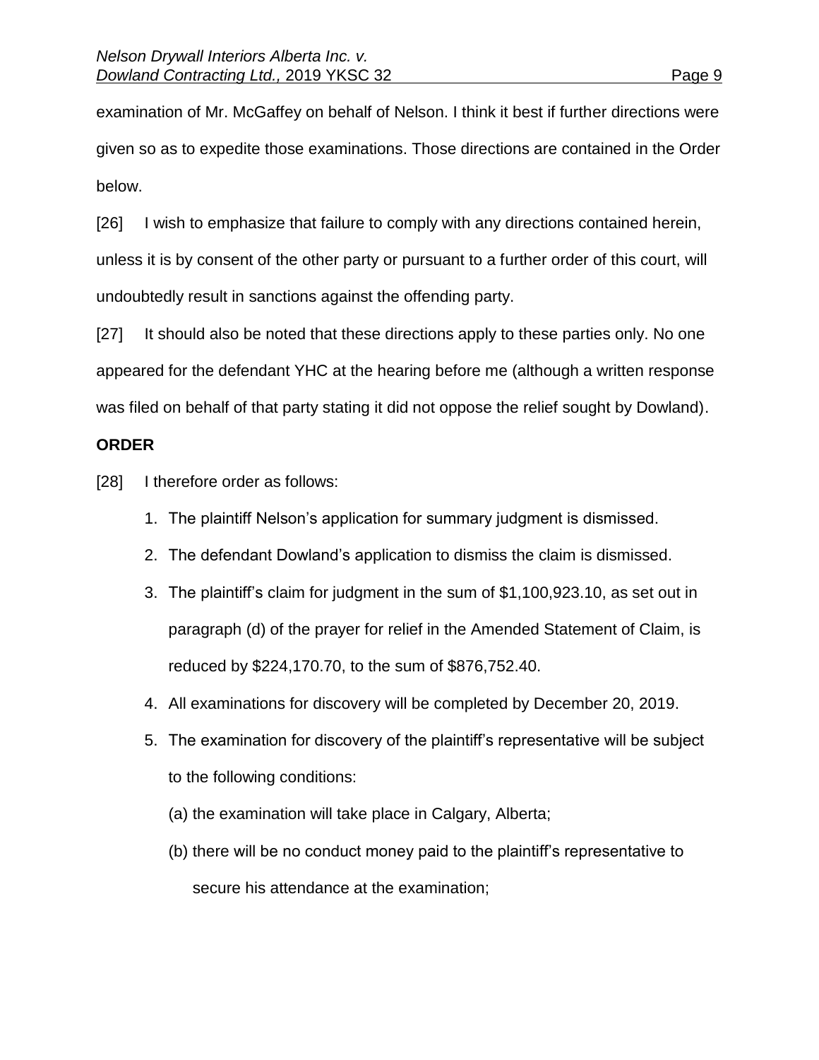examination of Mr. McGaffey on behalf of Nelson. I think it best if further directions were given so as to expedite those examinations. Those directions are contained in the Order below.

[26] I wish to emphasize that failure to comply with any directions contained herein, unless it is by consent of the other party or pursuant to a further order of this court, will undoubtedly result in sanctions against the offending party.

[27] It should also be noted that these directions apply to these parties only. No one appeared for the defendant YHC at the hearing before me (although a written response was filed on behalf of that party stating it did not oppose the relief sought by Dowland).

**ORDER**

[28] I therefore order as follows:

1. The plaintiff Nelson's application for summary judgment is dismissed.
2. The defendant Dowland's application to dismiss the claim is dismissed.
3. The plaintiff's claim for judgment in the sum of $1,100,923.10, as set out in paragraph (d) of the prayer for relief in the Amended Statement of Claim, is reduced by $224,170.70, to the sum of $876,752.40.
4. All examinations for discovery will be completed by December 20, 2019.
5. The examination for discovery of the plaintiff's representative will be subject to the following conditions:

   (a) the examination will take place in Calgary, Alberta;

   (b) there will be no conduct money paid to the plaintiff's representative to secure his attendance at the examination;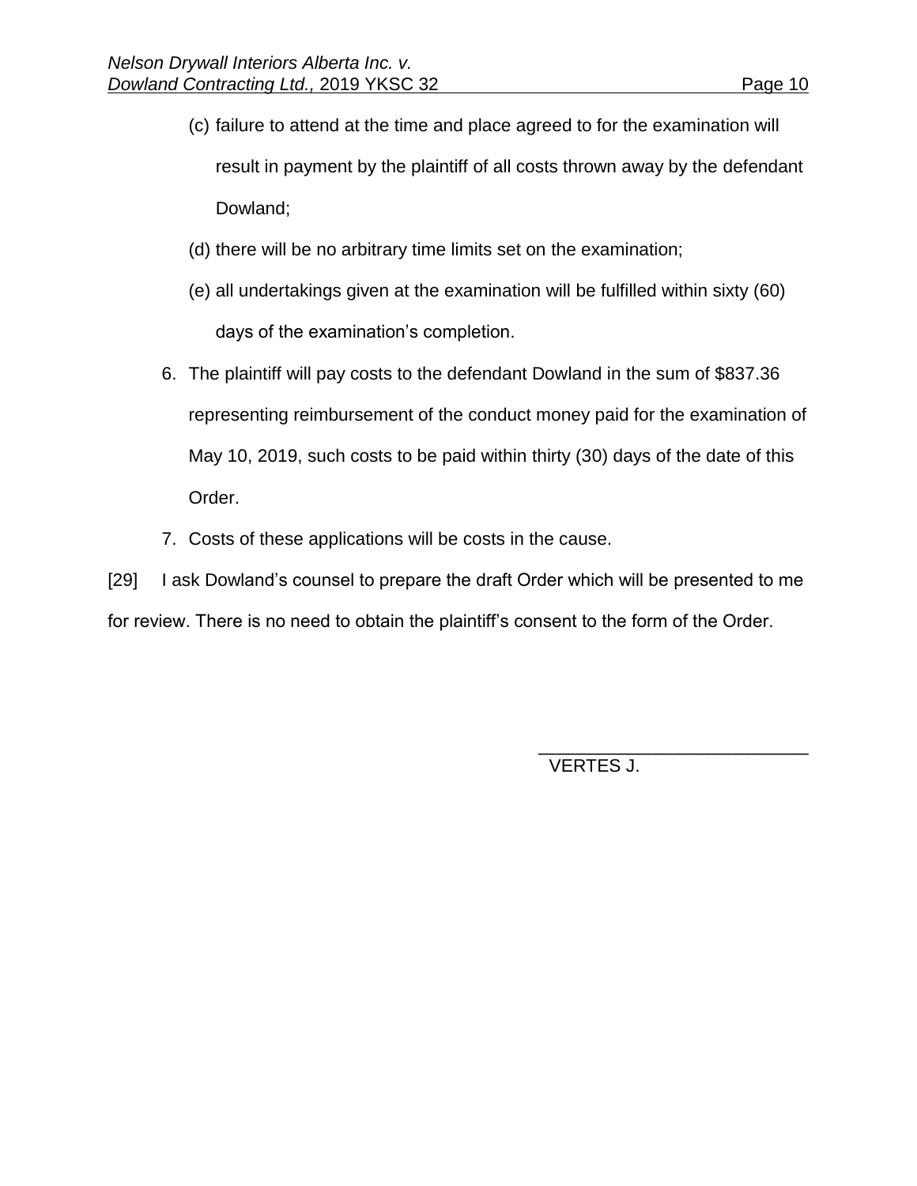(c) failure to attend at the time and place agreed to for the examination will result in payment by the plaintiff of all costs thrown away by the defendant Dowland;

(d) there will be no arbitrary time limits set on the examination;

(e) all undertakings given at the examination will be fulfilled within sixty (60) days of the examination's completion.

6. The plaintiff will pay costs to the defendant Dowland in the sum of $837.36 representing reimbursement of the conduct money paid for the examination of May 10, 2019, such costs to be paid within thirty (30) days of the date of this Order.

7. Costs of these applications will be costs in the cause.

[29] I ask Dowland's counsel to prepare the draft Order which will be presented to me for review. There is no need to obtain the plaintiff's consent to the form of the Order.

___________________________
VERTES J.